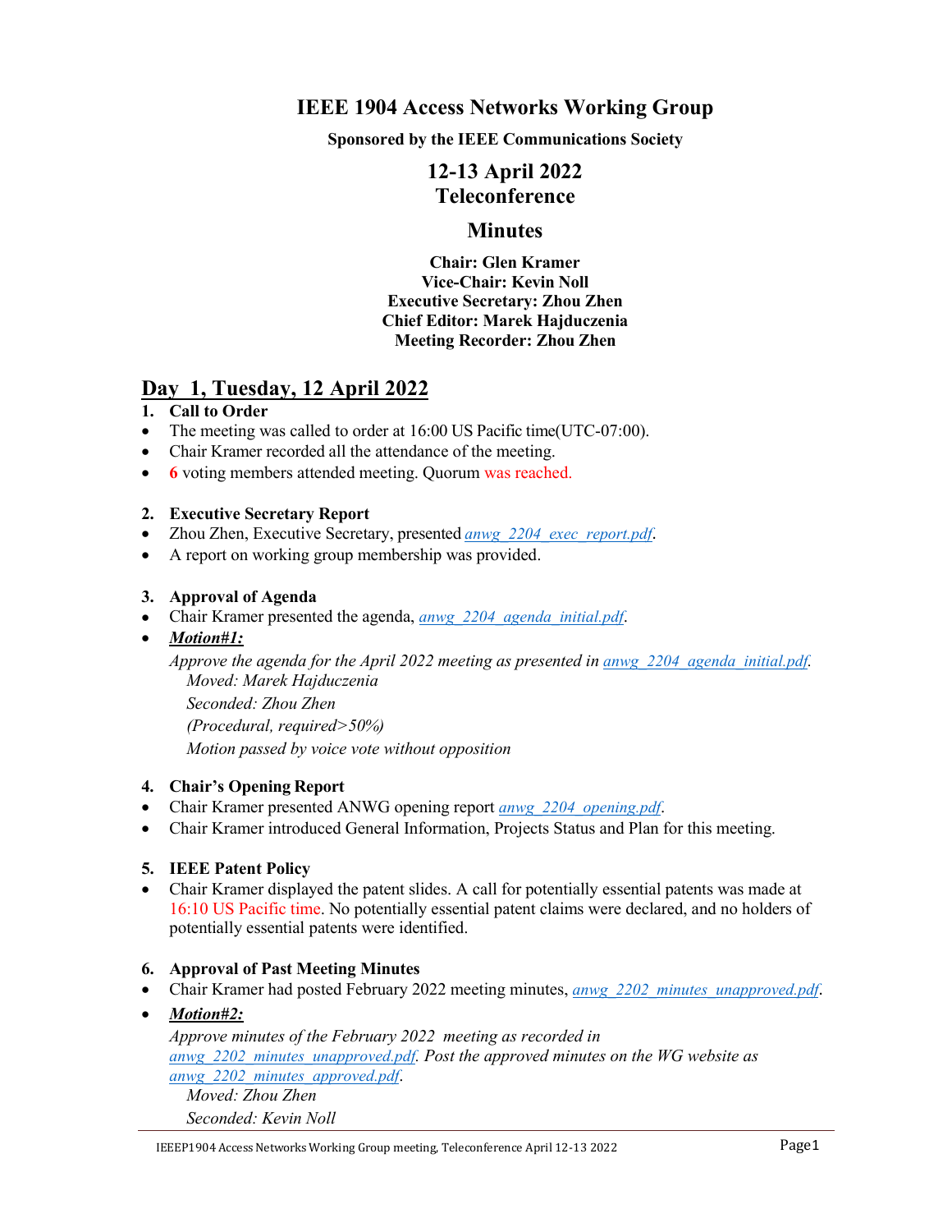# IEEE 1904 Access Networks Working Group

**Sponsored by the IEEE Communications Society**

## 12-13 April 2022
## Teleconference

## Minutes

**Chair: Glen Kramer**
**Vice-Chair: Kevin Noll**
**Executive Secretary: Zhou Zhen**
**Chief Editor: Marek Hajduczenia**
**Meeting Recorder: Zhou Zhen**

## Day 1, Tuesday, 12 April 2022

### 1. Call to Order

- The meeting was called to order at 16:00 US Pacific time(UTC-07:00).
- Chair Kramer recorded all the attendance of the meeting.
- **6** voting members attended meeting. Quorum was reached.

### 2. Executive Secretary Report

- Zhou Zhen, Executive Secretary, presented *anwg_2204_exec_report.pdf*.
- A report on working group membership was provided.

### 3. Approval of Agenda

- Chair Kramer presented the agenda, *anwg_2204_agenda_initial.pdf*.
- ***Motion#1:***

  *Approve the agenda for the April 2022 meeting as presented in anwg_2204_agenda_initial.pdf.*
  
  *Moved: Marek Hajduczenia*
  
  *Seconded: Zhou Zhen*
  
  *(Procedural, required>50%)*
  
  *Motion passed by voice vote without opposition*

### 4. Chair's Opening Report

- Chair Kramer presented ANWG opening report *anwg_2204_opening.pdf*.
- Chair Kramer introduced General Information, Projects Status and Plan for this meeting.

### 5. IEEE Patent Policy

- Chair Kramer displayed the patent slides. A call for potentially essential patents was made at 16:10 US Pacific time. No potentially essential patent claims were declared, and no holders of potentially essential patents were identified.

### 6. Approval of Past Meeting Minutes

- Chair Kramer had posted February 2022 meeting minutes, *anwg_2202_minutes_unapproved.pdf*.
- ***Motion#2:***

  *Approve minutes of the February 2022 meeting as recorded in anwg_2202_minutes_unapproved.pdf. Post the approved minutes on the WG website as anwg_2202_minutes_approved.pdf.*
  
  *Moved: Zhou Zhen*
  
  *Seconded: Kevin Noll*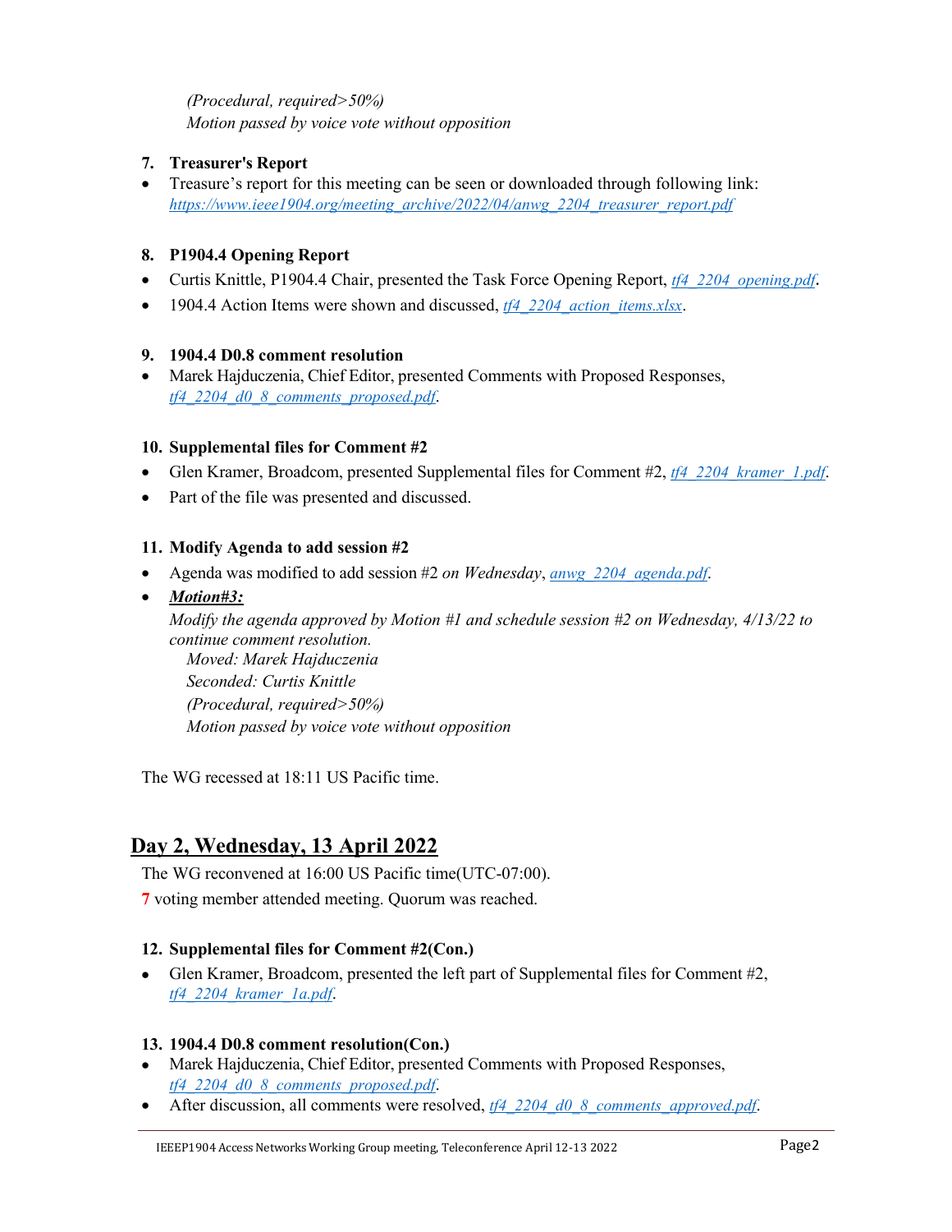*(Procedural, required>50%)*
*Motion passed by voice vote without opposition*

**7. Treasurer's Report**

- Treasure's report for this meeting can be seen or downloaded through following link: *https://www.ieee1904.org/meeting_archive/2022/04/anwg_2204_treasurer_report.pdf*

**8. P1904.4 Opening Report**

- Curtis Knittle, P1904.4 Chair, presented the Task Force Opening Report, *tf4_2204_opening.pdf*.
- 1904.4 Action Items were shown and discussed, *tf4_2204_action_items.xlsx*.

**9. 1904.4 D0.8 comment resolution**

- Marek Hajduczenia, Chief Editor, presented Comments with Proposed Responses, *tf4_2204_d0_8_comments_proposed.pdf*.

**10. Supplemental files for Comment #2**

- Glen Kramer, Broadcom, presented Supplemental files for Comment #2, *tf4_2204_kramer_1.pdf*.
- Part of the file was presented and discussed.

**11. Modify Agenda to add session #2**

- Agenda was modified to add session #2 *on Wednesday*, *anwg_2204_agenda.pdf*.
- ***Motion#3:***
  *Modify the agenda approved by Motion #1 and schedule session #2 on Wednesday, 4/13/22 to continue comment resolution.*
  *Moved: Marek Hajduczenia*
  *Seconded: Curtis Knittle*
  *(Procedural, required>50%)*
  *Motion passed by voice vote without opposition*

The WG recessed at 18:11 US Pacific time.

## Day 2, Wednesday, 13 April 2022

The WG reconvened at 16:00 US Pacific time(UTC-07:00).

7 voting member attended meeting. Quorum was reached.

**12. Supplemental files for Comment #2(Con.)**

- Glen Kramer, Broadcom, presented the left part of Supplemental files for Comment #2, *tf4_2204_kramer_1a.pdf*.

**13. 1904.4 D0.8 comment resolution(Con.)**

- Marek Hajduczenia, Chief Editor, presented Comments with Proposed Responses, *tf4_2204_d0_8_comments_proposed.pdf*.
- After discussion, all comments were resolved, *tf4_2204_d0_8_comments_approved.pdf*.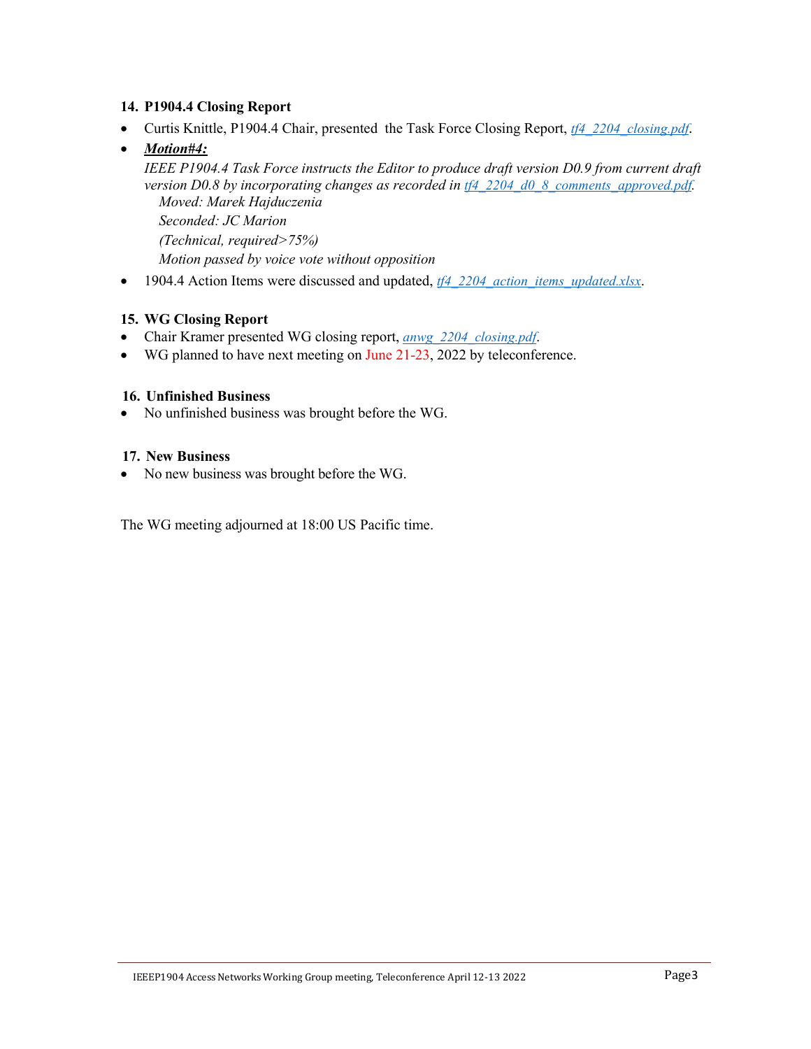### 14. P1904.4 Closing Report

- Curtis Knittle, P1904.4 Chair, presented the Task Force Closing Report, *tf4_2204_closing.pdf*.
- ***Motion#4:***

  *IEEE P1904.4 Task Force instructs the Editor to produce draft version D0.9 from current draft version D0.8 by incorporating changes as recorded in tf4_2204_d0_8_comments_approved.pdf.*

  *Moved: Marek Hajduczenia*

  *Seconded: JC Marion*

  *(Technical, required>75%)*

  *Motion passed by voice vote without opposition*

- 1904.4 Action Items were discussed and updated, *tf4_2204_action_items_updated.xlsx*.

### 15. WG Closing Report

- Chair Kramer presented WG closing report, *anwg_2204_closing.pdf*.
- WG planned to have next meeting on June 21-23, 2022 by teleconference.

### 16. Unfinished Business

- No unfinished business was brought before the WG.

### 17. New Business

- No new business was brought before the WG.

The WG meeting adjourned at 18:00 US Pacific time.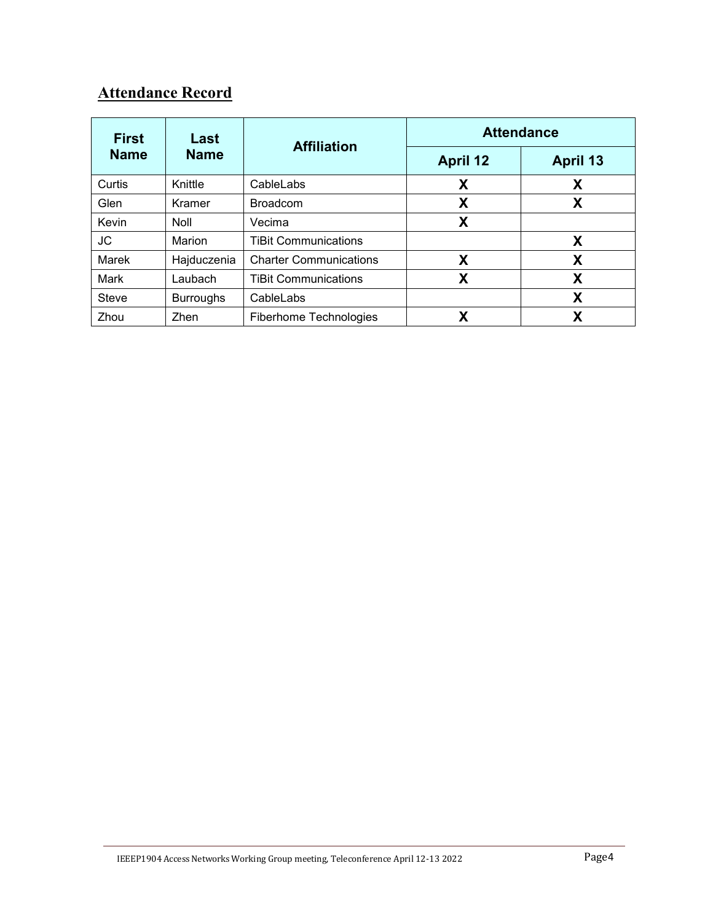## Attendance Record

| First Name | Last Name | Affiliation | Attendance | |
|---|---|---|---|---|
| | | | April 12 | April 13 |
| Curtis | Knittle | CableLabs | X | X |
| Glen | Kramer | Broadcom | X | X |
| Kevin | Noll | Vecima | X | |
| JC | Marion | TiBit Communications | | X |
| Marek | Hajduczenia | Charter Communications | X | X |
| Mark | Laubach | TiBit Communications | X | X |
| Steve | Burroughs | CableLabs | | X |
| Zhou | Zhen | Fiberhome Technologies | X | X |